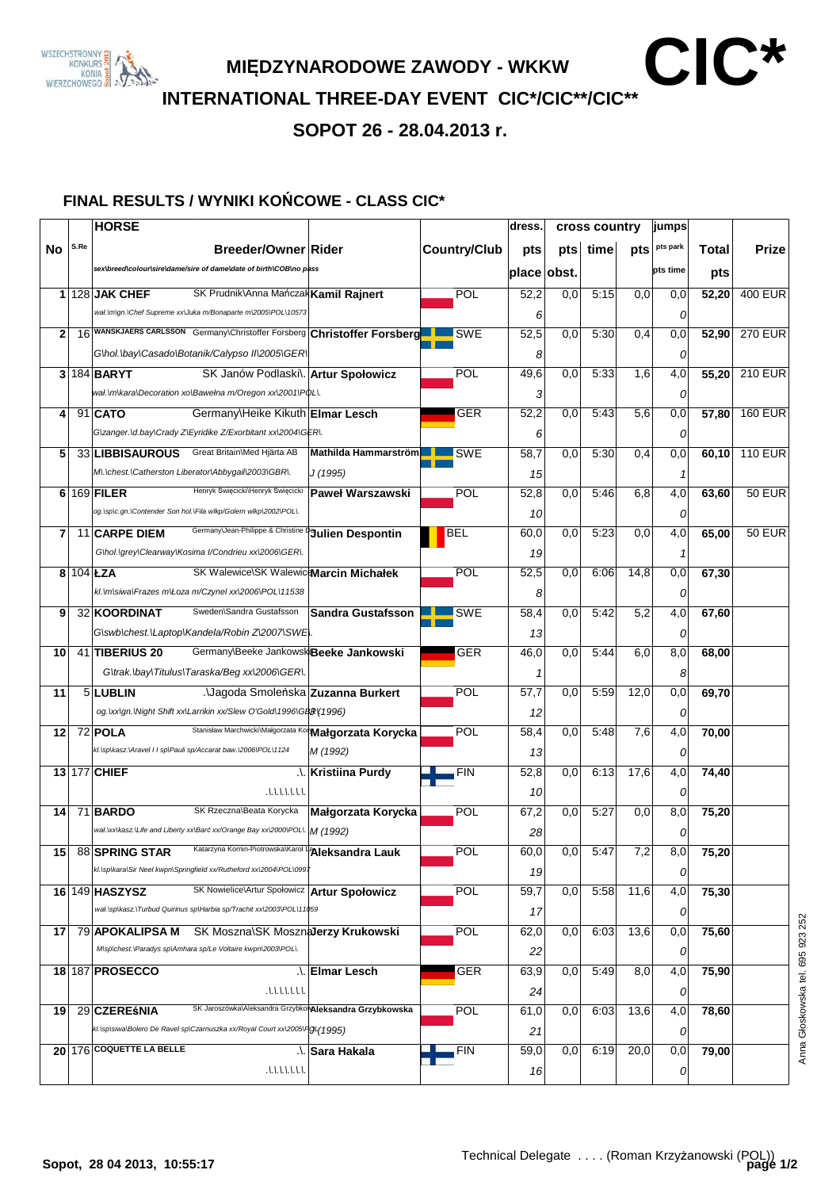# MIĘDZYNARODOWE ZAWODY - WKKW

# CIC*

## INTERNATIONAL THREE-DAY EVENT CIC*/CIC**/CIC**

## SOPOT 26 - 28.04.2013 r.

### FINAL RESULTS / WYNIKI KOŃCOWE - CLASS CIC*

| No | S.Re | HORSE / sex\breed\colour\sire\dame/sire of dame\date of birth\COB\no pass | Breeder/Owner | Rider | Country/Club | dress. pts / place | cross country pts / obst. | time | pts | jumps pts park / pts time | Total pts | Prize |
|---|---|---|---|---|---|---|---|---|---|---|---|---|
| 1 | 128 | **JAK CHEF** wał.\m\gn.\Chef Supreme xx\Juka m/Bonaparte m\2005\POL\10573 | SK Prudnik\Anna Mańczak | **Kamil Rajnert** | POL | 52,2 / 6 | 0,0 | 5:15 | 0,0 | 0,0 / 0 | 52,20 | 400 EUR |
| 2 | 16 | **WANSKJAERS CARLSSON** G\hol.\bay\Casado\Botanik/Calypso II\2005\GER\ | Germany\Christoffer Forsberg | **Christoffer Forsberg** | SWE | 52,5 / 8 | 0,0 | 5:30 | 0,4 | 0,0 / 0 | 52,90 | 270 EUR |
| 3 | 184 | **BARYT** wał.\m\kara\Decoration xo\Bawełna m/Oregon xx\2001\POL\. | SK Janów Podlaski\. | **Artur Społowicz** | POL | 49,6 / 3 | 0,0 | 5:33 | 1,6 | 4,0 / 0 | 55,20 | 210 EUR |
| 4 | 91 | **CATO** G\zanger.\d.bay\Crady Z\Eyridike Z/Exorbitant xx\2004\GER\. | Germany\Heike Kikuth | **Elmar Lesch** | GER | 52,2 / 6 | 0,0 | 5:43 | 5,6 | 0,0 / 0 | 57,80 | 160 EUR |
| 5 | 33 | **LIBBISAUROUS** M\.\chest.\Catherston Liberator\Abbygail\2003\GBR\. | Great Britain\Med Hjärta AB | **Mathilda Hammarström** J (1995) | SWE | 58,7 / 15 | 0,0 | 5:30 | 0,4 | 0,0 / 1 | 60,10 | 110 EUR |
| 6 | 169 | **FILER** og.\sp\c.gn.\Contender Son hol.\Fila wlkp/Golem wlkp\2002\POL\. | Henryk Święcicki\Henryk Święcicki | **Paweł Warszawski** | POL | 52,8 / 10 | 0,0 | 5:46 | 6,8 | 4,0 / 0 | 63,60 | 50 EUR |
| 7 | 11 | **CARPE DIEM** G\hol.\grey\Clearway\Kosima I/Condrieu xx\2006\GER\. | Germany\Jean-Philippe & Christine D | **Julien Despontin** | BEL | 60,0 / 19 | 0,0 | 5:23 | 0,0 | 4,0 / 1 | 65,00 | 50 EUR |
| 8 | 104 | **ŁZA** kl.\m\siwa\Frazes m\Łoza m/Czynel xx\2006\POL\11538 | SK Walewice\SK Walewice | **Marcin Michałek** | POL | 52,5 / 8 | 0,0 | 6:06 | 14,8 | 0,0 / 0 | 67,30 | |
| 9 | 32 | **KOORDINAT** G\swb\chest.\Laptop\Kandela/Robin Z\2007\SWE\. | Sweden\Sandra Gustafsson | **Sandra Gustafsson** | SWE | 58,4 / 13 | 0,0 | 5:42 | 5,2 | 4,0 / 0 | 67,60 | |
| 10 | 41 | **TIBERIUS 20** G\trak.\bay\Titulus\Taraska/Beg xx\2006\GER\. | Germany\Beeke Jankowski | **Beeke Jankowski** | GER | 46,0 / 1 | 0,0 | 5:44 | 6,0 | 8,0 / 8 | 68,00 | |
| 11 | 5 | **LUBLIN** og.\xx\gn.\Night Shift xx\Larrikin xx/Slew O'Gold\1996\GBR\. | .\Jagoda Smoleńska | **Zuzanna Burkert** J (1996) | POL | 57,7 / 12 | 0,0 | 5:59 | 12,0 | 0,0 / 0 | 69,70 | |
| 12 | 72 | **POLA** kl.\sp\kasz.\Aravel I I sp\Pauli sp/Accarat baw.\2006\POL\1124 | Stanisław Marchwicki\Małgorzata Kor | **Małgorzata Korycka** M (1992) | POL | 58,4 / 13 | 0,0 | 5:48 | 7,6 | 4,0 / 0 | 70,00 | |
| 13 | 177 | **CHIEF** .\.\.\.\.\.\.\.\. | .\. | **Kristiina Purdy** | FIN | 52,8 / 10 | 0,0 | 6:13 | 17,6 | 4,0 / 0 | 74,40 | |
| 14 | 71 | **BARDO** wał.\xx\kasz.\Life and Liberty xx\Barć xx/Orange Bay xx\2000\POL\. | SK Rzeczna\Beata Korycka | **Małgorzata Korycka** M (1992) | POL | 67,2 / 28 | 0,0 | 5:27 | 0,0 | 8,0 / 0 | 75,20 | |
| 15 | 88 | **SPRING STAR** kl.\sp\kara\Sir Neel kwpn\Springfield xx/Rutheford xx\2004\POL\0997 | Katarzyna Kornin-Piotrowska\Karol L | **Aleksandra Lauk** | POL | 60,0 / 19 | 0,0 | 5:47 | 7,2 | 8,0 / 0 | 75,20 | |
| 16 | 149 | **HASZYSZ** wał.\sp\kasz.\Turbud Quirinus sp\Harbia sp/Trachit xx\2003\POL\11059 | SK Nowielice\Artur Społowicz | **Artur Społowicz** | POL | 59,7 / 17 | 0,0 | 5:58 | 11,6 | 4,0 / 0 | 75,30 | |
| 17 | 79 | **APOKALIPSA M** M\sp\chest.\Paradys sp\Amhara sp/Le Voltaire kwpn\2003\POL\. | SK Moszna\SK Moszna | **Jerzy Krukowski** | POL | 62,0 / 22 | 0,0 | 6:03 | 13,6 | 0,0 / 0 | 75,60 | |
| 18 | 187 | **PROSECCO** .\.\.\.\.\.\.\.\. | .\. | **Elmar Lesch** | GER | 63,9 / 24 | 0,0 | 5:49 | 8,0 | 4,0 / 0 | 75,90 | |
| 19 | 29 | **CZEREśNIA** kl.\sp\siwa\Bolero De Ravel sp\Czarnuszka xx/Royal Court xx\2005\POL\. | SK Jaroszówka\Aleksandra Grzybko | **Aleksandra Grzybkowska** J (1995) | POL | 61,0 / 21 | 0,0 | 6:03 | 13,6 | 4,0 / 0 | 78,60 | |
| 20 | 176 | **COQUETTE LA BELLE** .\.\.\.\.\.\.\.\. | .\. | **Sara Hakala** | FIN | 59,0 / 16 | 0,0 | 6:19 | 20,0 | 0,0 / 0 | 79,00 | |

Sopot, 28 04 2013, 10:55:17

Technical Delegate . . . . (Roman Krzyżanowski (POL))

Anna Głoskowska tel. 695 923 252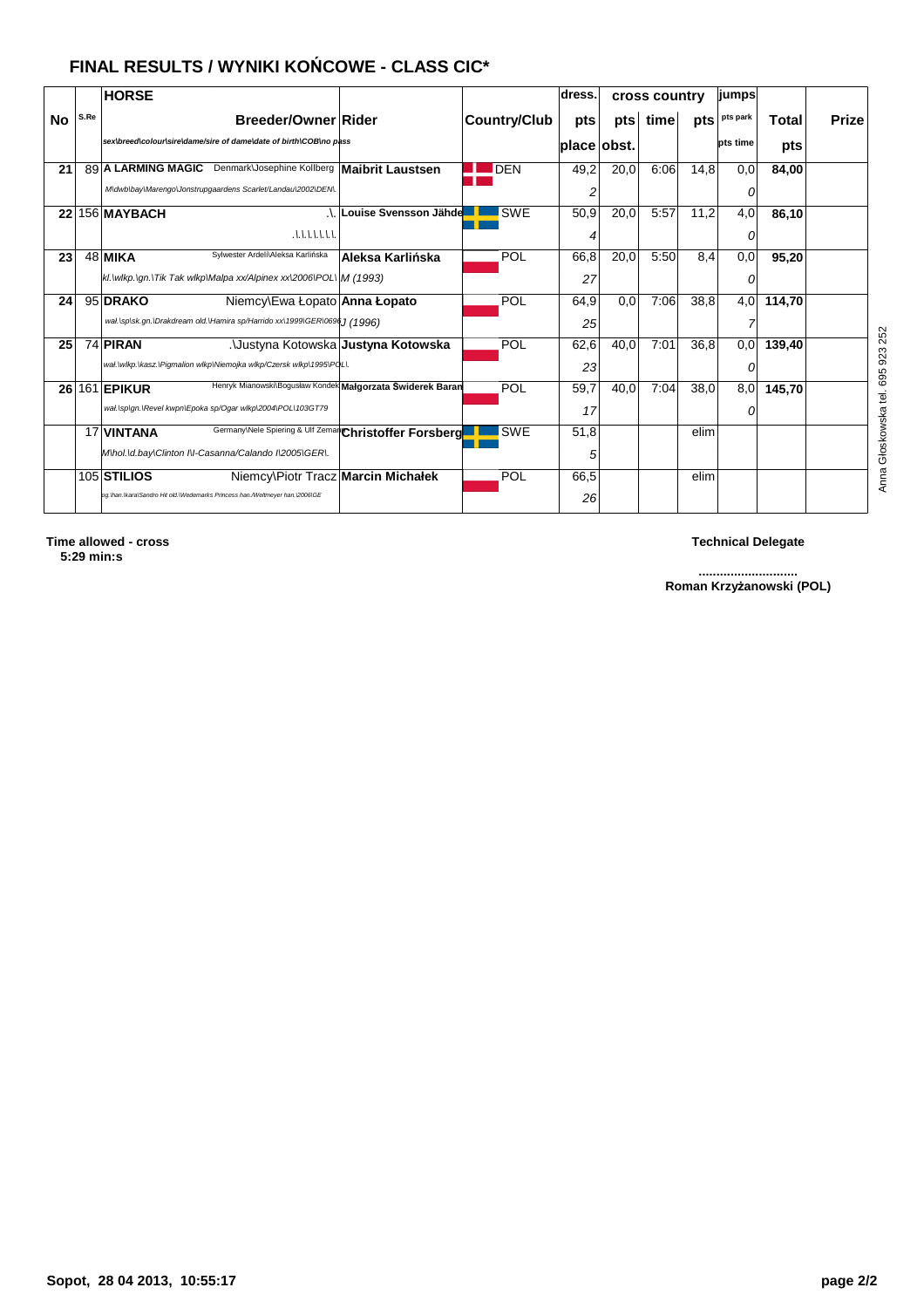## FINAL RESULTS / WYNIKI KOŃCOWE - CLASS CIC*

| No | S.Re | HORSE / Breeder/Owner / sex\breed\colour\sire\dame/sire of dame\date of birth\COB\no pass | Rider | Country/Club | dress. pts / place | cross country pts / obst. | cross country time | cross country pts | jumps pts park / pts time | Total pts | Prize |
|---|---|---|---|---|---|---|---|---|---|---|---|
| 21 | 89 | **A LARMING MAGIC** Denmark\Josephine Kollberg / *M\dwb\bay\Marengo\Jonstrupgaardens Scarlet/Landau\2002\DEN\.* | **Maibrit Laustsen** | DEN | 49,2 / 2 | 20,0 | 6:06 | 14,8 | 0,0 / 0 | **84,00** | |
| 22 | 156 | **MAYBACH** .\. / .\.\.\.\.\.\.\. | **Louise Svensson Jähde** | SWE | 50,9 / 4 | 20,0 | 5:57 | 11,2 | 4,0 / 0 | **86,10** | |
| 23 | 48 | **MIKA** Sylwester Ardeli\Aleksa Karlińska / *kl.\wlkp.\gn.\Tik Tak wlkp\Malpa xx/Alpinex xx\2006\POL\ \M (1993)* | **Aleksa Karlińska** | POL | 66,8 / 27 | 20,0 | 5:50 | 8,4 | 0,0 / 0 | **95,20** | |
| 24 | 95 | **DRAKO** Niemcy\Ewa Łopato / *wał.\sp\sk.gn.\Drakdream old.\Hamira sp/Harrido xx\1999\GER\0696J (1996)* | **Anna Łopato** | POL | 64,9 / 25 | 0,0 | 7:06 | 38,8 | 4,0 / 7 | **114,70** | |
| 25 | 74 | **PIRAN** .\Justyna Kotowska / *wał.\wlkp.\kasz.\Pigmalion wlkp\Niemojka wlkp/Czersk wlkp\1995\POL\.* | **Justyna Kotowska** | POL | 62,6 / 23 | 40,0 | 7:01 | 36,8 | 0,0 / 0 | **139,40** | |
| 26 | 161 | **EPIKUR** Henryk Mianowski\Bogusław Kondek / *wał.\sp\gn.\Revel kwpn\Epoka sp/Ogar wlkp\2004\POL\103GT79* | **Małgorzata Świderek Baran** | POL | 59,7 / 17 | 40,0 | 7:04 | 38,0 | 8,0 / 0 | **145,70** | |
| | 17 | **VINTANA** Germany\Nele Spiering & Ulf Zeman / *M\hol.\d.bay\Clinton I\I-Casanna/Calando I\2005\GER\.* | **Christoffer Forsberg** | SWE | 51,8 / 5 | | | elim | | | |
| | 105 | **STILIOS** Niemcy\Piotr Tracz / *og.\han.\kara\Sandro Hit old.\Wedemarks Princess han./Weltmeyer han.\2006\GE* | **Marcin Michałek** | POL | 66,5 / 26 | | | elim | | | |

**Time allowed - cross**
**5:29 min:s**

**Technical Delegate**

**...........................**
**Roman Krzyżanowski (POL)**

**Sopot, 28 04 2013, 10:55:17**

Anna Głoskowska tel. 695 923 252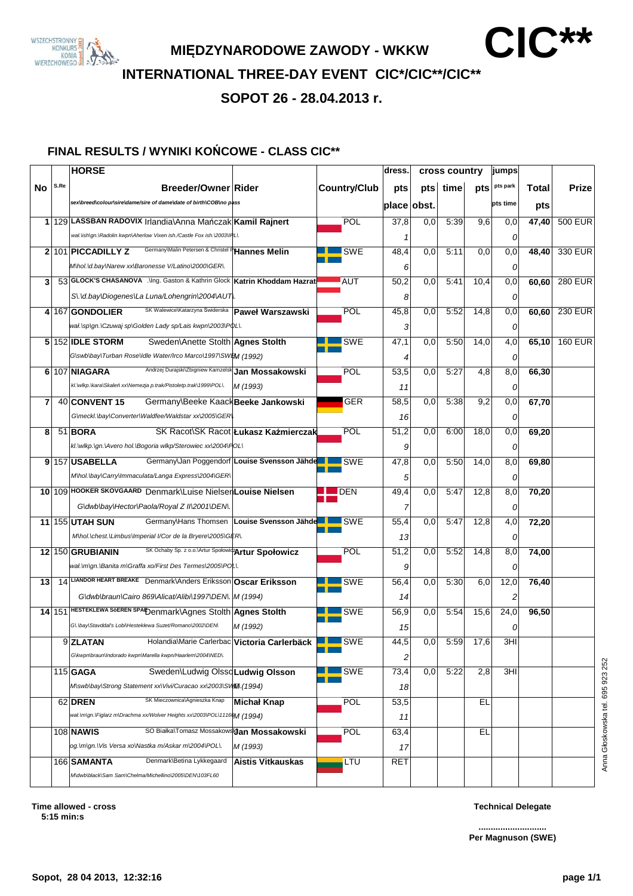# MIĘDZYNARODOWE ZAWODY - WKKW

# CIC**

## INTERNATIONAL THREE-DAY EVENT CIC*/CIC**/CIC**

## SOPOT 26 - 28.04.2013 r.

### FINAL RESULTS / WYNIKI KOŃCOWE - CLASS CIC**

| No | S.Re | HORSE / Breeder/Owner / sex\breed\colour\sire\dame/sire of dame\date of birth\COB\no pass | Rider | Country/Club | dress. pts / place | cross country pts / obst. | time | pts | jumps pts park / pts time | Total pts | Prize |
|---|---|---|---|---|---|---|---|---|---|---|---|
| 1 | 129 | **LASSBAN RADOVIX** Irlandia\Anna Mańczak / wał.\ish\gn.\Radolin kwpn\Aherlow Vixen ish.\Castle Fox ish.\2003\IRL\ | **Kamil Rajnert** | POL | 37,8 / 1 | 0,0 | 5:39 | 9,6 | 0,0 / 0 | **47,40** | 500 EUR |
| 2 | 101 | **PICCADILLY Z** Germany\Malin Petersen & Christel P / M\hol.\d.bay\Narew xx\Baronesse V/Latino\2000\GER\ | **Hannes Melin** | SWE | 48,4 / 6 | 0,0 | 5:11 | 0,0 | 0,0 / 0 | **48,40** | 330 EUR |
| 3 | 53 | **GLOCK'S CHASANOVA** .\Ing. Gaston & Kathrin Glock / S\.\d.bay\Diogenes\La Luna/Lohengrin\2004\AUT\ | **Katrin Khoddam Hazrat** | AUT | 50,2 / 8 | 0,0 | 5:41 | 10,4 | 0,0 / 0 | **60,60** | 280 EUR |
| 4 | 167 | **GONDOLIER** SK Walewice\Katarzyna Świderska / wał.\sp\gn.\Czuwaj sp\Golden Lady sp/Lais kwpn\2003\POL\ | **Paweł Warszawski** | POL | 45,8 / 3 | 0,0 | 5:52 | 14,8 | 0,0 / 0 | **60,60** | 230 EUR |
| 5 | 152 | **IDLE STORM** Sweden\Anette Stolth / G\swb\bay\Turban Rose\Idle Water/Irco Marco\1997\SWE | **Agnes Stolth** M (1992) | SWE | 47,1 / 4 | 0,0 | 5:50 | 14,0 | 4,0 / 0 | **65,10** | 160 EUR |
| 6 | 107 | **NIAGARA** Andrzej Durajski\Zbigniew Kamzelski / kl.\wlkp.\kara\Skaleń xx\Nemezja p.trak/Pistoletp.trak\1999\POL\ | **Jan Mossakowski** M (1993) | POL | 53,5 / 11 | 0,0 | 5:27 | 4,8 | 8,0 / 0 | **66,30** | |
| 7 | 40 | **CONVENT 15** Germany\Beeke Kaack / G\meckl.\bay\Converter\Waldfee/Waldstar xx\2005\GER\ | **Beeke Jankowski** | GER | 58,5 / 16 | 0,0 | 5:38 | 9,2 | 0,0 / 0 | **67,70** | |
| 8 | 51 | **BORA** SK Racot\SK Racot / kl.\wlkp.\gn.\Avero hol.\Bogoria wlkp/Sterowiec xx\2004\POL\ | **Łukasz Kaźmierczak** | POL | 51,2 / 9 | 0,0 | 6:00 | 18,0 | 0,0 / 0 | **69,20** | |
| 9 | 157 | **USABELLA** Germany\Jan Poggendorf / M\hol.\bay\Carry\Immaculata/Langa Express\2004\GER\ | **Louise Svensson Jähde** | SWE | 47,8 / 5 | 0,0 | 5:50 | 14,0 | 8,0 / 0 | **69,80** | |
| 10 | 109 | **HOOKER SKOVGAARD** Denmark\Luise Nielsen / G\dwb\bay\Hector\Paola/Royal Z II\2001\DEN\ | **Louise Nielsen** | DEN | 49,4 / 7 | 0,0 | 5:47 | 12,8 | 8,0 / 0 | **70,20** | |
| 11 | 155 | **UTAH SUN** Germany\Hans Thomsen / M\hol.\chest.\Limbus\Imperial I/Cor de la Bryere\2005\GER\ | **Louise Svensson Jähde** | SWE | 55,4 / 13 | 0,0 | 5:47 | 12,8 | 4,0 / 0 | **72,20** | |
| 12 | 150 | **GRUBIANIN** SK Ochaby Sp. z o.o.\Artur Społowicz / wał.\m\gn.\Banita m\Graffa xo/First Des Termes\2005\POL\ | **Artur Społowicz** | POL | 51,2 / 9 | 0,0 | 5:52 | 14,8 | 8,0 / 0 | **74,00** | |
| 13 | 14 | **LIANDOR HEART BREAKE** Denmark\Anders Eriksson / G\dwb\braun\Cairo 869\Alicat/Alibi\1997\DEN\ | **Oscar Eriksson** M (1994) | SWE | 56,4 / 14 | 0,0 | 5:30 | 6,0 | 12,0 / 2 | **76,40** | |
| 14 | 151 | **HESTEKLEWA SöEREN SPA** Denmark\Agnes Stolth / G\.\bay\Stavddal's Lob\Hesteklewa Suzet/Romano\2002\DEN\ | **Agnes Stolth** M (1992) | SWE | 56,9 / 15 | 0,0 | 5:54 | 15,6 | 24,0 / 0 | **96,50** | |
| | 9 | **ZLATAN** Holandia\Marie Carlerbac / G\kwpn\braun\Indorado kwpn\Marella kwpn/Haarlem\2004\NED\ | **Victoria Carlerbäck** | SWE | 44,5 / 2 | 0,0 | 5:59 | 17,6 | 3HI | | |
| | 115 | **GAGA** Sweden\Ludwig Olsso / M\swb\bay\Strong Statement xx\Vivi/Curacao xx\2003\SWE | **Ludwig Olsson** M (1994) | SWE | 73,4 / 18 | 0,0 | 5:22 | 2,8 | 3HI | | |
| | 62 | **DREN** SK Mieczownica\Agnieszka Knap / wał.\m\gn.\Figlarz m\Drachma xx/Wolver Heights xx\2003\POL\11166 | **Michał Knap** M (1994) | POL | 53,5 / 11 | | | EL | | | |
| | 108 | **NAWIS** SO Białka\Tomasz Mossakowski / og.\m\gn.\Vis Versa xo\Nastka m/Askar m\2004\POL\ | **Jan Mossakowski** M (1993) | POL | 63,4 / 17 | | | EL | | | |
| | 166 | **SAMANTA** Denmark\Betina Lykkegaard / M\dwb\black\Sam Sam\Chelma/Michellino\2005\DEN\103FL60 | **Aistis Vitkauskas** | LTU | RET | | | | | | |

**Time allowed - cross**
**5:15 min:s**

**Technical Delegate**

............................
**Per Magnuson (SWE)**

Sopot, 28 04 2013, 12:32:16

Anna Głoskowska tel. 695 923 252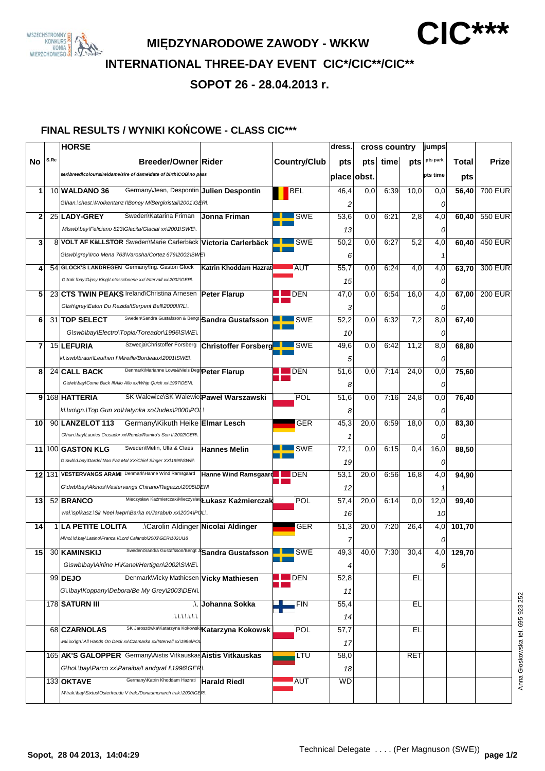# MIĘDZYNARODOWE ZAWODY - WKKW

**CIC\*\*\***

## INTERNATIONAL THREE-DAY EVENT CIC\*/CIC\*\*/CIC\*\*

## SOPOT 26 - 28.04.2013 r.

### FINAL RESULTS / WYNIKI KOŃCOWE - CLASS CIC\*\*\*

| No | S.Re | HORSE<br>Breeder/Owner<br>sex\breed\colour\sire\dame/sire of dame\date of birth\COB\no pass | Rider | Country/Club | dress. pts<br>place | cross country pts<br>obst. | cross country time | cross country pts | jumps pts park<br>pts time | Total pts | Prize |
|---|---|---|---|---|---|---|---|---|---|---|---|
| 1 | 10 | **WALDANO 36** Germany\Jean, Despontin<br>G\han.\chest.\Wolkentanz I\Boney M/Bergkristall\2001\GER\. | **Julien Despontin** | BEL | 46,4<br>2 | 0,0 | 6:39 | 10,0 | 0,0<br>0 | **56,40** | 700 EUR |
| 2 | 25 | **LADY-GREY** Sweden\Katarina Friman<br>M\swb\bay\Feliciano 823\Glacita/Glacial xx\2001\SWE\. | **Jonna Friman** | SWE | 53,6<br>13 | 0,0 | 6:21 | 2,8 | 4,0<br>0 | **60,40** | 550 EUR |
| 3 | 8 | **VOLT AF KäLLSTOR** Sweden\Marie Carlerbäck<br>G\swb\grey\Irco Mena 763\Varosha/Cortez 679\2002\SWE\ | **Victoria Carlerbäck** | SWE | 50,2<br>6 | 0,0 | 6:27 | 5,2 | 4,0<br>1 | **60,40** | 450 EUR |
| 4 | 54 | **GLOCK'S LANDREGEN** Germany\Ing. Gaston Glock<br>G\trak.\bay\Gipsy King\Lotosschoene xx/ Intervall xx\2002\GER\. | **Katrin Khoddam Hazrati** | AUT | 55,7<br>15 | 0,0 | 6:24 | 4,0 | 4,0<br>0 | **63,70** | 300 EUR |
| 5 | 23 | **CTS TWIN PEAKS** Ireland\Christina Arnesen<br>G\ish\grey\Eaton Du Rezidal\Serpent Bell\2000\IRL\. | **Peter Flarup** | DEN | 47,0<br>3 | 0,0 | 6:54 | 16,0 | 4,0<br>0 | **67,00** | 200 EUR |
| 6 | 31 | **TOP SELECT** Sweden\Sandra Gustafsson & Bengt<br>G\swb\bay\Electro\Topia/Toreador\1996\SWE\. | **Sandra Gustafsson** | SWE | 52,2<br>10 | 0,0 | 6:32 | 7,2 | 8,0<br>0 | **67,40** | |
| 7 | 15 | **LEFURIA** Szwecja\Christoffer Forsberg<br>kl.\swb\braun\Leuthen I\Mireille/Bordeaux\2001\SWE\. | **Christoffer Forsberg** | SWE | 49,6<br>5 | 0,0 | 6:42 | 11,2 | 8,0<br>0 | **68,80** | |
| 8 | 24 | **CALL BACK** Denmark\Marianne Lowe&Niels Degn<br>G\dwb\bay\Come Back II\Allo Allo xx/Whip Quick xx\1997\DEN\. | **Peter Flarup** | DEN | 51,6<br>8 | 0,0 | 7:14 | 24,0 | 0,0<br>0 | **75,60** | |
| 9 | 168 | **HATTERIA** SK Walewice\SK Walewice<br>kl.\xo\gn.\Top Gun xo\Hatynka xo/Judex\2000\POL\ | **Paweł Warszawski** | POL | 51,6<br>8 | 0,0 | 7:16 | 24,8 | 0,0<br>0 | **76,40** | |
| 10 | 90 | **LANZELOT 113** Germany\Kikuth Heike<br>G\han.\bay\Lauries Crusador xx\Ronda/Ramiro's Son II\2002\GER\. | **Elmar Lesch** | GER | 45,3<br>1 | 20,0 | 6:59 | 18,0 | 0,0<br>0 | **83,30** | |
| 11 | 100 | **GASTON KLG** Sweden\Melin, Ulla & Claes<br>G\swb\d.bay\Dardel\Nao Faz Mal XX/Chief Singer XX\1999\SWE\ | **Hannes Melin** | SWE | 72,1<br>19 | 0,0 | 6:15 | 0,4 | 16,0<br>0 | **88,50** | |
| 12 | 131 | **VESTERVANGS ARAMI** Denmark\Hanne Wind Ramsgaard<br>G\dwb\bay\Akinos\Vestervangs Chirano/Ragazzo\2005\DEN\ | **Hanne Wind Ramsgaard** | DEN | 53,1<br>12 | 20,0 | 6:56 | 16,8 | 4,0<br>1 | **94,90** | |
| 13 | 52 | **BRANCO** Mieczysław Kaźmierczak\Mieczysław<br>wał.\sp\kasz.\Sir Neel kwpn\Barka m/Jarabub xx\2004\POL\. | **Łukasz Kaźmierczak** | POL | 57,4<br>16 | 20,0 | 6:14 | 0,0 | 12,0<br>10 | **99,40** | |
| 14 | 1 | **LA PETITE LOLITA** .\Carolin Aldinger<br>M\hol.\d.bay\Lasino\Franca I/Lord Calando\2003\GER\102UI18 | **Nicolai Aldinger** | GER | 51,3<br>7 | 20,0 | 7:20 | 26,4 | 4,0<br>0 | **101,70** | |
| 15 | 30 | **KAMINSKIJ** Sweden\Sandra Gustafsson/Bengt<br>G\swb\bay\Airline H\Kanel/Hertigen\2002\SWE\. | **Sandra Gustafsson** | SWE | 49,3<br>4 | 40,0 | 7:30 | 30,4 | 4,0<br>6 | **129,70** | |
| | 99 | **DEJO** Denmark\Vicky Mathiesen<br>G\.\bay\Koppany\Debora/Be My Grey\2003\DEN\. | **Vicky Mathiesen** | DEN | 52,8<br>11 | | | EL | | | |
| | 178 | **SATURN III** .\.<br>.\.\.\.\.\.\.\. | **Johanna Sokka** | FIN | 55,4<br>14 | | | EL | | | |
| | 68 | **CZARNOLAS** SK Jaroszówka\Katarzyna Kokowsk<br>wał.\xx\gn.\All Hands On Deck xx\Czamarka xx/Intervall xx\1996\POL | **Katarzyna Kokowsk** | POL | 57,7<br>17 | | | EL | | | |
| | 165 | **AK'S GALOPPER** Germany\Aistis Vitkauskas<br>G\hol.\bay\Parco xx\Paraiba/Landgraf I\1996\GER\. | **Aistis Vitkauskas** | LTU | 58,0<br>18 | | | RET | | | |
| | 133 | **OKTAVE** Germany\Katrin Khoddam Hazrati<br>M\trak.\bay\Sixtus\Osterfreude V trak./Donaumonarch trak.\2000\GER\. | **Harald Riedl** | AUT | WD | | | | | | |

Sopot, 28 04 2013, 14:04:29

Technical Delegate . . . . (Per Magnuson (SWE))

Anna Głoskowska tel. 695 923 252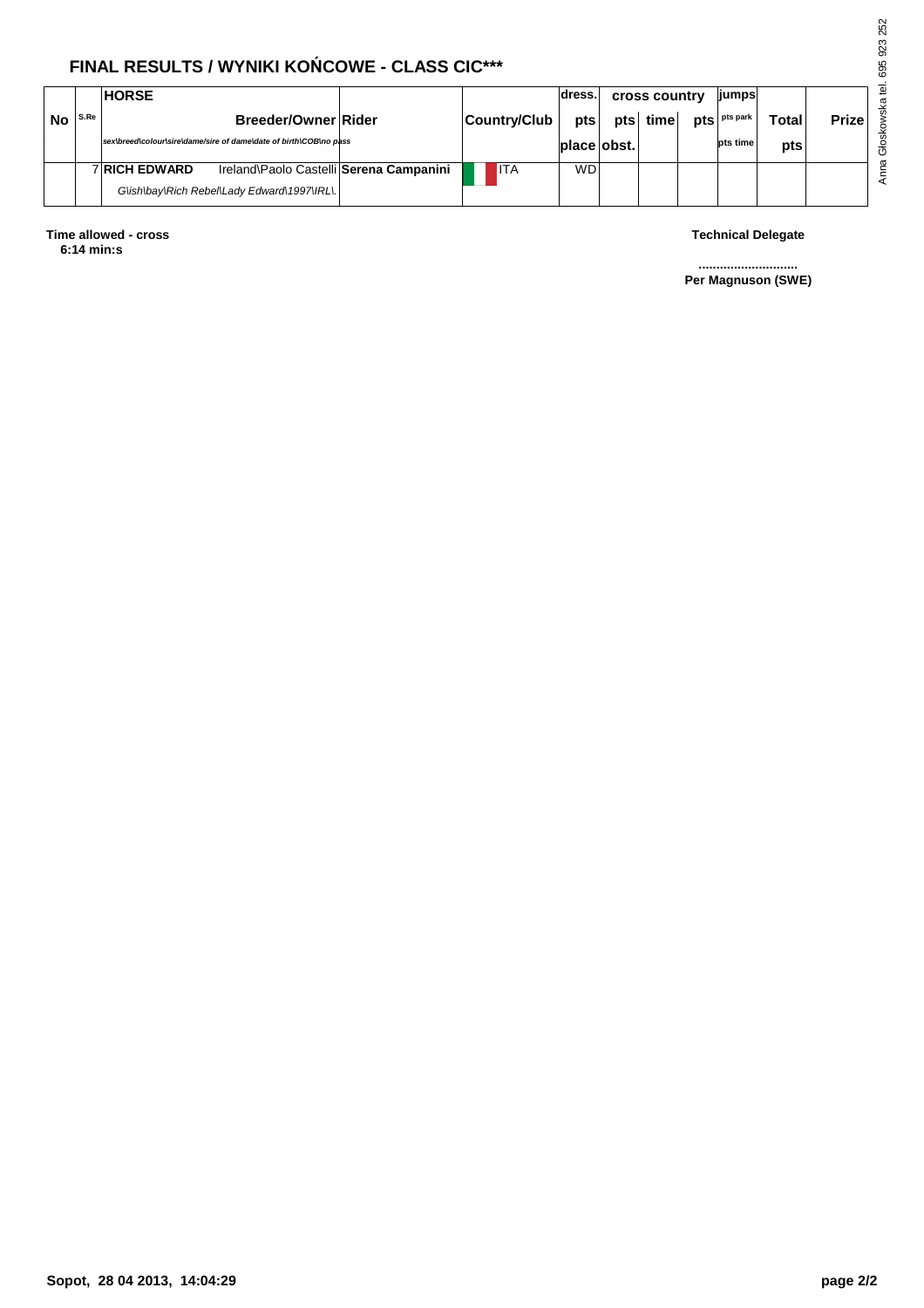## FINAL RESULTS / WYNIKI KOŃCOWE - CLASS CIC***

| No | S.Re | HORSE<br>Breeder/Owner<br>sex\breed\colour\sire\dame/sire of dame\date of birth\COB\no pass | Rider | Country/Club | dress. pts place | cross country pts obst. | time | pts | jumps pts park pts time | Total pts | Prize |
|---|---|---|---|---|---|---|---|---|---|---|---|
| | 7 | **RICH EDWARD** Ireland\Paolo Castelli<br>*G\ish\bay\Rich Rebel\Lady Edward\1997\IRL\.* | **Serena Campanini** | ITA | WD | | | | | | |

**Time allowed - cross**
**6:14 min:s**

**Technical Delegate**

**...........................**
**Per Magnuson (SWE)**

**Sopot, 28 04 2013, 14:04:29**

Anna Głoskowska tel. 695 923 252